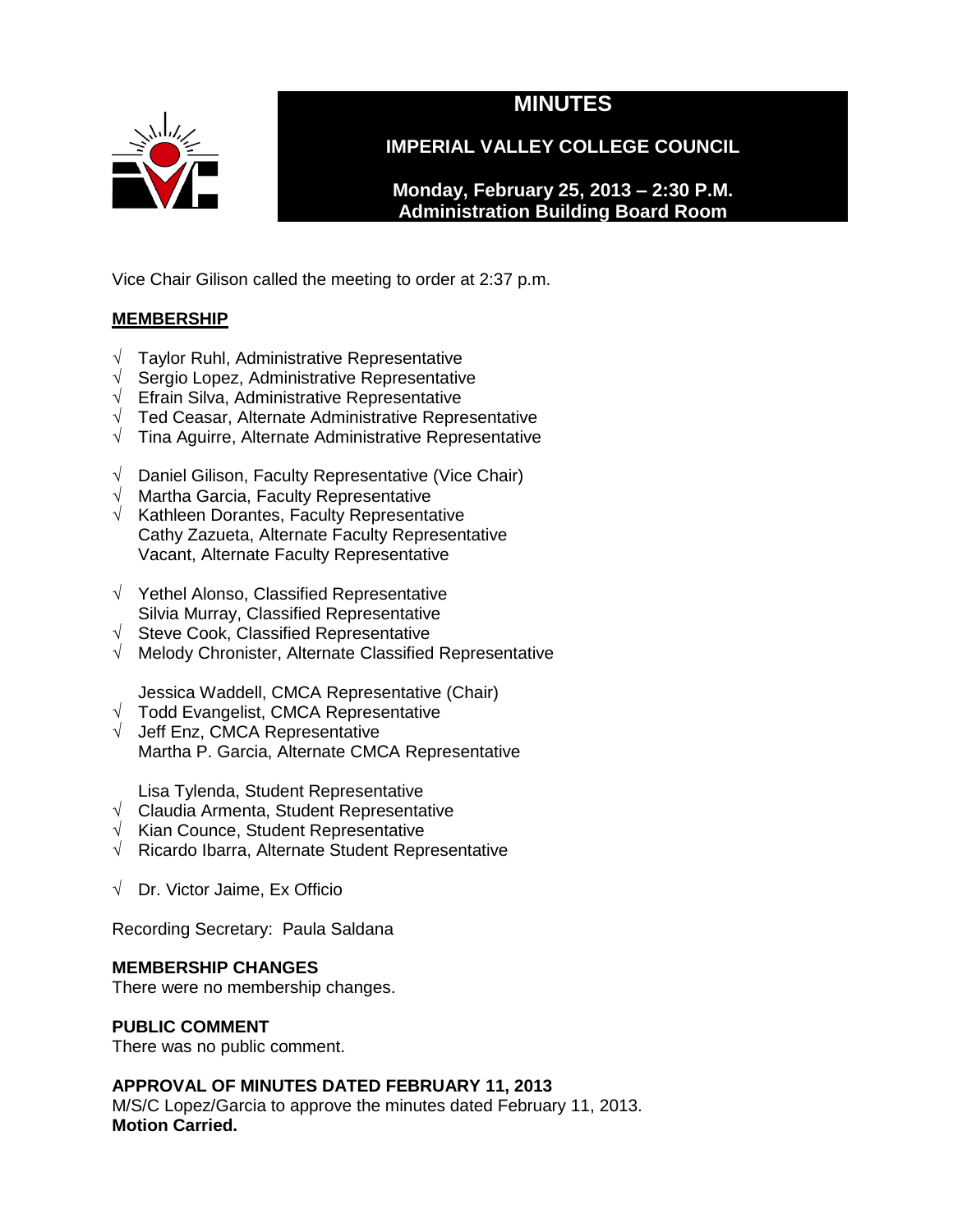# MINUTES

## IMPERIAL VALLEY COLLEGE COUNCIL

**Monday, February 25, 2013 – 2:30 P.M.**
**Administration Building Board Room**

Vice Chair Gilison called the meeting to order at 2:37 p.m.

**MEMBERSHIP**

√ Taylor Ruhl, Administrative Representative
√ Sergio Lopez, Administrative Representative
√ Efrain Silva, Administrative Representative
√ Ted Ceasar, Alternate Administrative Representative
√ Tina Aguirre, Alternate Administrative Representative

√ Daniel Gilison, Faculty Representative (Vice Chair)
√ Martha Garcia, Faculty Representative
√ Kathleen Dorantes, Faculty Representative
Cathy Zazueta, Alternate Faculty Representative
Vacant, Alternate Faculty Representative

√ Yethel Alonso, Classified Representative
Silvia Murray, Classified Representative
√ Steve Cook, Classified Representative
√ Melody Chronister, Alternate Classified Representative

Jessica Waddell, CMCA Representative (Chair)
√ Todd Evangelist, CMCA Representative
√ Jeff Enz, CMCA Representative
Martha P. Garcia, Alternate CMCA Representative

Lisa Tylenda, Student Representative
√ Claudia Armenta, Student Representative
√ Kian Counce, Student Representative
√ Ricardo Ibarra, Alternate Student Representative

√ Dr. Victor Jaime, Ex Officio

Recording Secretary: Paula Saldana

**MEMBERSHIP CHANGES**
There were no membership changes.

**PUBLIC COMMENT**
There was no public comment.

**APPROVAL OF MINUTES DATED FEBRUARY 11, 2013**
M/S/C Lopez/Garcia to approve the minutes dated February 11, 2013.
**Motion Carried.**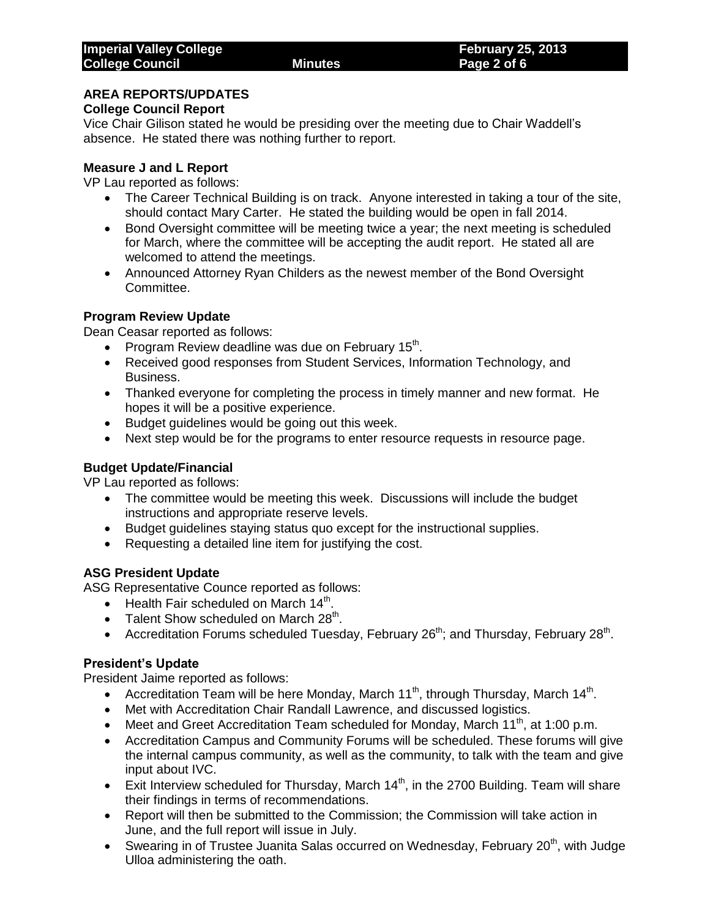## AREA REPORTS/UPDATES

### College Council Report

Vice Chair Gilison stated he would be presiding over the meeting due to Chair Waddell's absence. He stated there was nothing further to report.

### Measure J and L Report

VP Lau reported as follows:

- The Career Technical Building is on track. Anyone interested in taking a tour of the site, should contact Mary Carter. He stated the building would be open in fall 2014.
- Bond Oversight committee will be meeting twice a year; the next meeting is scheduled for March, where the committee will be accepting the audit report. He stated all are welcomed to attend the meetings.
- Announced Attorney Ryan Childers as the newest member of the Bond Oversight Committee.

### Program Review Update

Dean Ceasar reported as follows:

- Program Review deadline was due on February 15th.
- Received good responses from Student Services, Information Technology, and Business.
- Thanked everyone for completing the process in timely manner and new format. He hopes it will be a positive experience.
- Budget guidelines would be going out this week.
- Next step would be for the programs to enter resource requests in resource page.

### Budget Update/Financial

VP Lau reported as follows:

- The committee would be meeting this week. Discussions will include the budget instructions and appropriate reserve levels.
- Budget guidelines staying status quo except for the instructional supplies.
- Requesting a detailed line item for justifying the cost.

### ASG President Update

ASG Representative Counce reported as follows:

- Health Fair scheduled on March 14th.
- Talent Show scheduled on March 28th.
- Accreditation Forums scheduled Tuesday, February 26th; and Thursday, February 28th.

### President's Update

President Jaime reported as follows:

- Accreditation Team will be here Monday, March 11th, through Thursday, March 14th.
- Met with Accreditation Chair Randall Lawrence, and discussed logistics.
- Meet and Greet Accreditation Team scheduled for Monday, March 11th, at 1:00 p.m.
- Accreditation Campus and Community Forums will be scheduled. These forums will give the internal campus community, as well as the community, to talk with the team and give input about IVC.
- Exit Interview scheduled for Thursday, March 14th, in the 2700 Building. Team will share their findings in terms of recommendations.
- Report will then be submitted to the Commission; the Commission will take action in June, and the full report will issue in July.
- Swearing in of Trustee Juanita Salas occurred on Wednesday, February 20th, with Judge Ulloa administering the oath.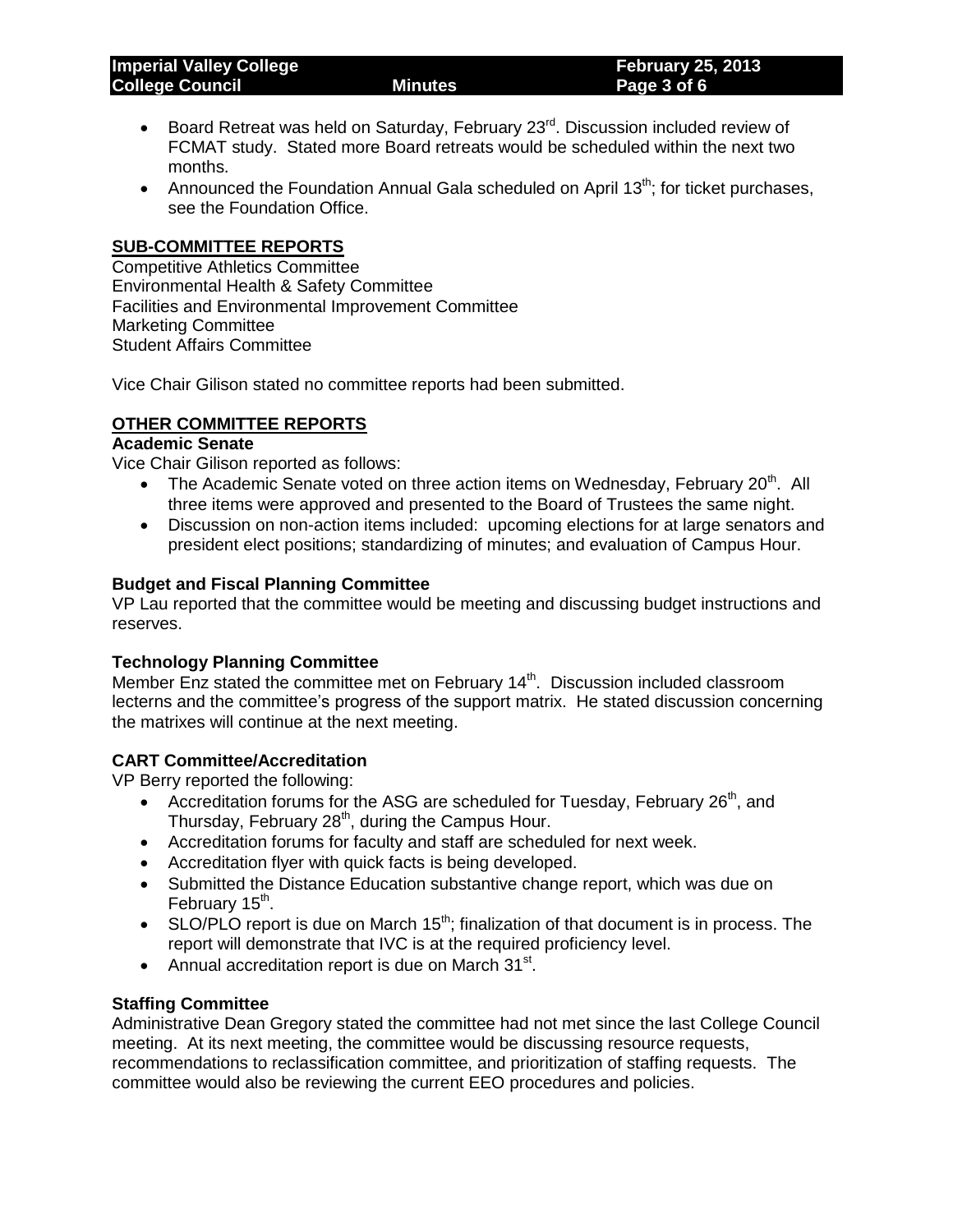- Board Retreat was held on Saturday, February 23rd. Discussion included review of FCMAT study. Stated more Board retreats would be scheduled within the next two months.
- Announced the Foundation Annual Gala scheduled on April 13th; for ticket purchases, see the Foundation Office.

## SUB-COMMITTEE REPORTS

Competitive Athletics Committee
Environmental Health & Safety Committee
Facilities and Environmental Improvement Committee
Marketing Committee
Student Affairs Committee

Vice Chair Gilison stated no committee reports had been submitted.

## OTHER COMMITTEE REPORTS

### Academic Senate

Vice Chair Gilison reported as follows:

- The Academic Senate voted on three action items on Wednesday, February 20th. All three items were approved and presented to the Board of Trustees the same night.
- Discussion on non-action items included: upcoming elections for at large senators and president elect positions; standardizing of minutes; and evaluation of Campus Hour.

### Budget and Fiscal Planning Committee

VP Lau reported that the committee would be meeting and discussing budget instructions and reserves.

### Technology Planning Committee

Member Enz stated the committee met on February 14th. Discussion included classroom lecterns and the committee's progress of the support matrix. He stated discussion concerning the matrixes will continue at the next meeting.

### CART Committee/Accreditation

VP Berry reported the following:

- Accreditation forums for the ASG are scheduled for Tuesday, February 26th, and Thursday, February 28th, during the Campus Hour.
- Accreditation forums for faculty and staff are scheduled for next week.
- Accreditation flyer with quick facts is being developed.
- Submitted the Distance Education substantive change report, which was due on February 15th.
- SLO/PLO report is due on March 15th; finalization of that document is in process. The report will demonstrate that IVC is at the required proficiency level.
- Annual accreditation report is due on March 31st.

### Staffing Committee

Administrative Dean Gregory stated the committee had not met since the last College Council meeting. At its next meeting, the committee would be discussing resource requests, recommendations to reclassification committee, and prioritization of staffing requests. The committee would also be reviewing the current EEO procedures and policies.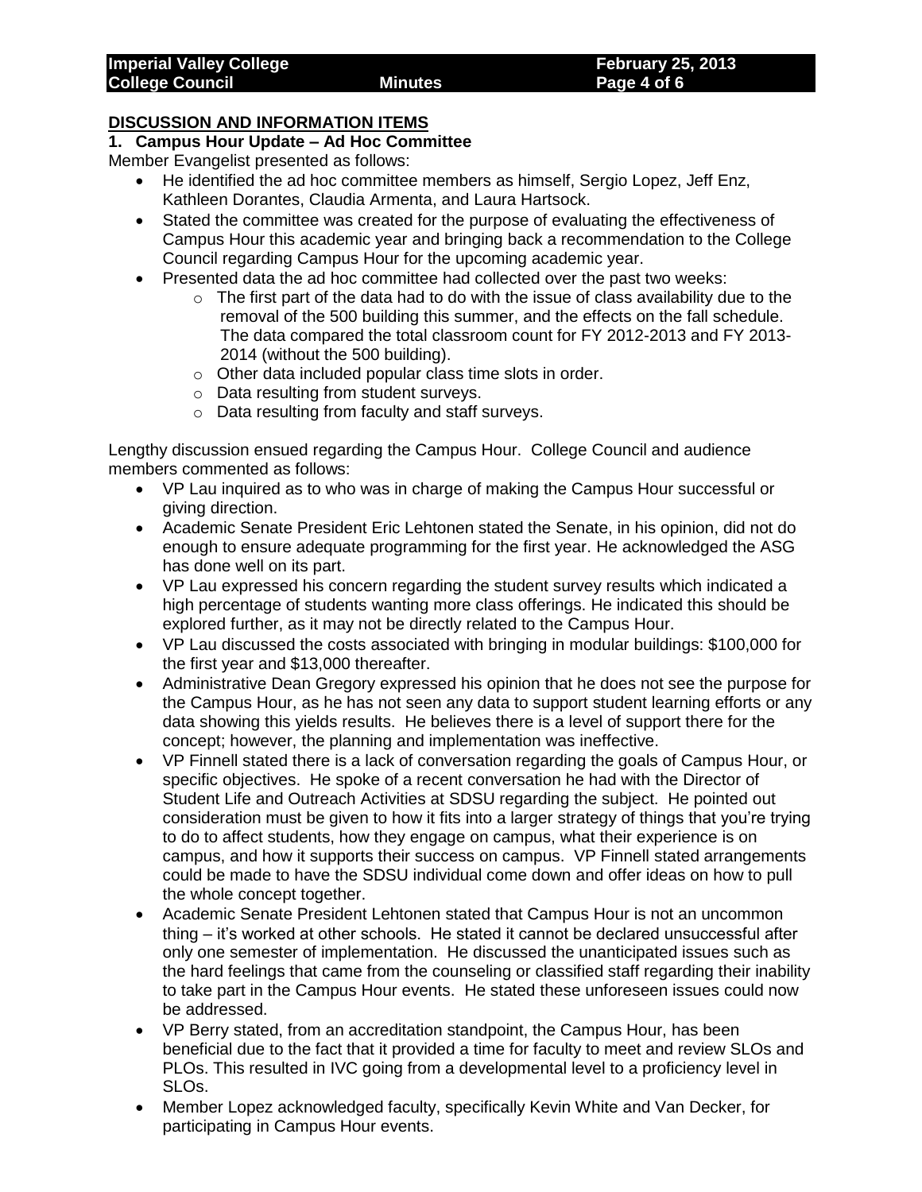## DISCUSSION AND INFORMATION ITEMS

### 1. Campus Hour Update – Ad Hoc Committee

Member Evangelist presented as follows:

- He identified the ad hoc committee members as himself, Sergio Lopez, Jeff Enz, Kathleen Dorantes, Claudia Armenta, and Laura Hartsock.
- Stated the committee was created for the purpose of evaluating the effectiveness of Campus Hour this academic year and bringing back a recommendation to the College Council regarding Campus Hour for the upcoming academic year.
- Presented data the ad hoc committee had collected over the past two weeks:
    - The first part of the data had to do with the issue of class availability due to the removal of the 500 building this summer, and the effects on the fall schedule. The data compared the total classroom count for FY 2012-2013 and FY 2013-2014 (without the 500 building).
    - Other data included popular class time slots in order.
    - Data resulting from student surveys.
    - Data resulting from faculty and staff surveys.

Lengthy discussion ensued regarding the Campus Hour. College Council and audience members commented as follows:

- VP Lau inquired as to who was in charge of making the Campus Hour successful or giving direction.
- Academic Senate President Eric Lehtonen stated the Senate, in his opinion, did not do enough to ensure adequate programming for the first year. He acknowledged the ASG has done well on its part.
- VP Lau expressed his concern regarding the student survey results which indicated a high percentage of students wanting more class offerings. He indicated this should be explored further, as it may not be directly related to the Campus Hour.
- VP Lau discussed the costs associated with bringing in modular buildings: $100,000 for the first year and $13,000 thereafter.
- Administrative Dean Gregory expressed his opinion that he does not see the purpose for the Campus Hour, as he has not seen any data to support student learning efforts or any data showing this yields results. He believes there is a level of support there for the concept; however, the planning and implementation was ineffective.
- VP Finnell stated there is a lack of conversation regarding the goals of Campus Hour, or specific objectives. He spoke of a recent conversation he had with the Director of Student Life and Outreach Activities at SDSU regarding the subject. He pointed out consideration must be given to how it fits into a larger strategy of things that you're trying to do to affect students, how they engage on campus, what their experience is on campus, and how it supports their success on campus. VP Finnell stated arrangements could be made to have the SDSU individual come down and offer ideas on how to pull the whole concept together.
- Academic Senate President Lehtonen stated that Campus Hour is not an uncommon thing – it's worked at other schools. He stated it cannot be declared unsuccessful after only one semester of implementation. He discussed the unanticipated issues such as the hard feelings that came from the counseling or classified staff regarding their inability to take part in the Campus Hour events. He stated these unforeseen issues could now be addressed.
- VP Berry stated, from an accreditation standpoint, the Campus Hour, has been beneficial due to the fact that it provided a time for faculty to meet and review SLOs and PLOs. This resulted in IVC going from a developmental level to a proficiency level in SLOs.
- Member Lopez acknowledged faculty, specifically Kevin White and Van Decker, for participating in Campus Hour events.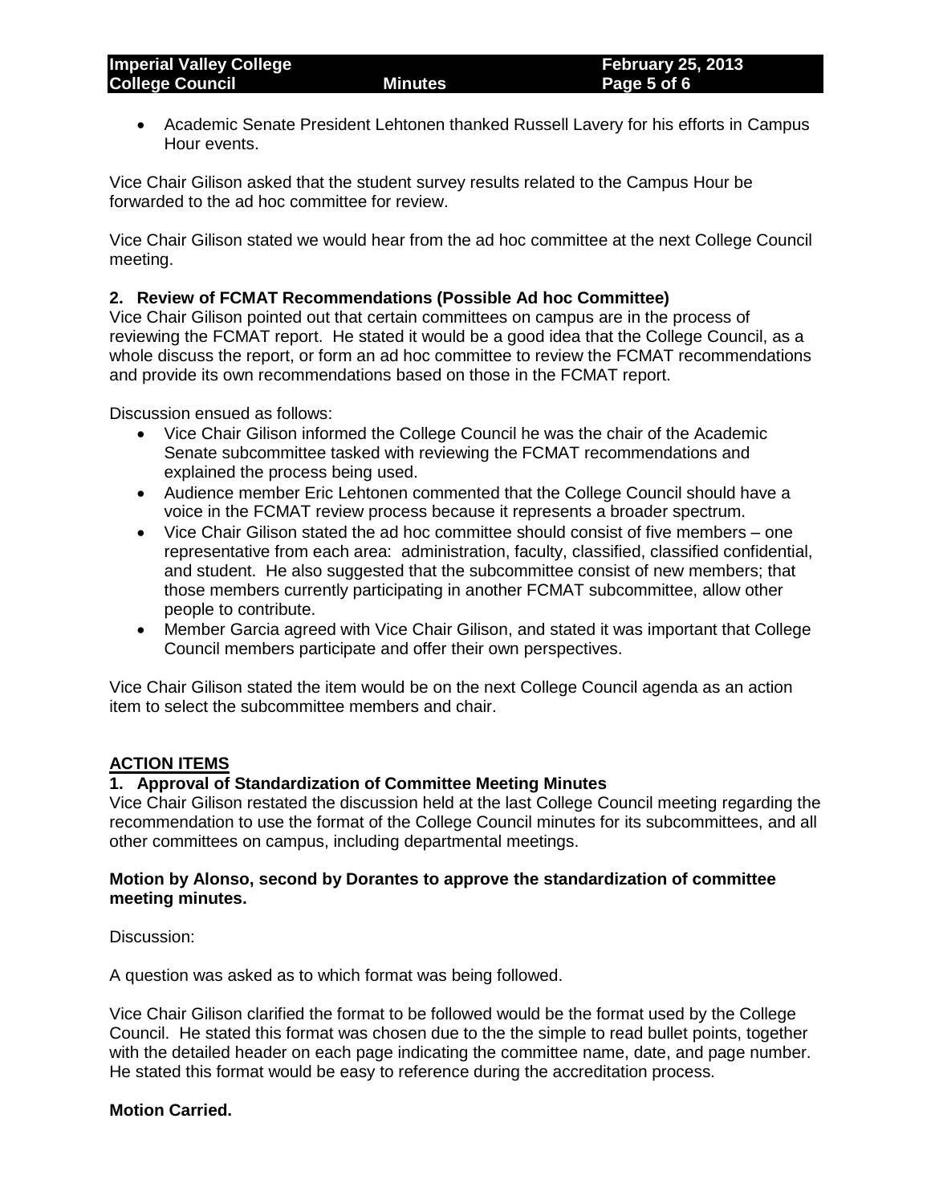- Academic Senate President Lehtonen thanked Russell Lavery for his efforts in Campus Hour events.

Vice Chair Gilison asked that the student survey results related to the Campus Hour be forwarded to the ad hoc committee for review.

Vice Chair Gilison stated we would hear from the ad hoc committee at the next College Council meeting.

**2. Review of FCMAT Recommendations (Possible Ad hoc Committee)**

Vice Chair Gilison pointed out that certain committees on campus are in the process of reviewing the FCMAT report. He stated it would be a good idea that the College Council, as a whole discuss the report, or form an ad hoc committee to review the FCMAT recommendations and provide its own recommendations based on those in the FCMAT report.

Discussion ensued as follows:

- Vice Chair Gilison informed the College Council he was the chair of the Academic Senate subcommittee tasked with reviewing the FCMAT recommendations and explained the process being used.
- Audience member Eric Lehtonen commented that the College Council should have a voice in the FCMAT review process because it represents a broader spectrum.
- Vice Chair Gilison stated the ad hoc committee should consist of five members – one representative from each area: administration, faculty, classified, classified confidential, and student. He also suggested that the subcommittee consist of new members; that those members currently participating in another FCMAT subcommittee, allow other people to contribute.
- Member Garcia agreed with Vice Chair Gilison, and stated it was important that College Council members participate and offer their own perspectives.

Vice Chair Gilison stated the item would be on the next College Council agenda as an action item to select the subcommittee members and chair.

## ACTION ITEMS

**1. Approval of Standardization of Committee Meeting Minutes**

Vice Chair Gilison restated the discussion held at the last College Council meeting regarding the recommendation to use the format of the College Council minutes for its subcommittees, and all other committees on campus, including departmental meetings.

**Motion by Alonso, second by Dorantes to approve the standardization of committee meeting minutes.**

Discussion:

A question was asked as to which format was being followed.

Vice Chair Gilison clarified the format to be followed would be the format used by the College Council. He stated this format was chosen due to the the simple to read bullet points, together with the detailed header on each page indicating the committee name, date, and page number. He stated this format would be easy to reference during the accreditation process.

**Motion Carried.**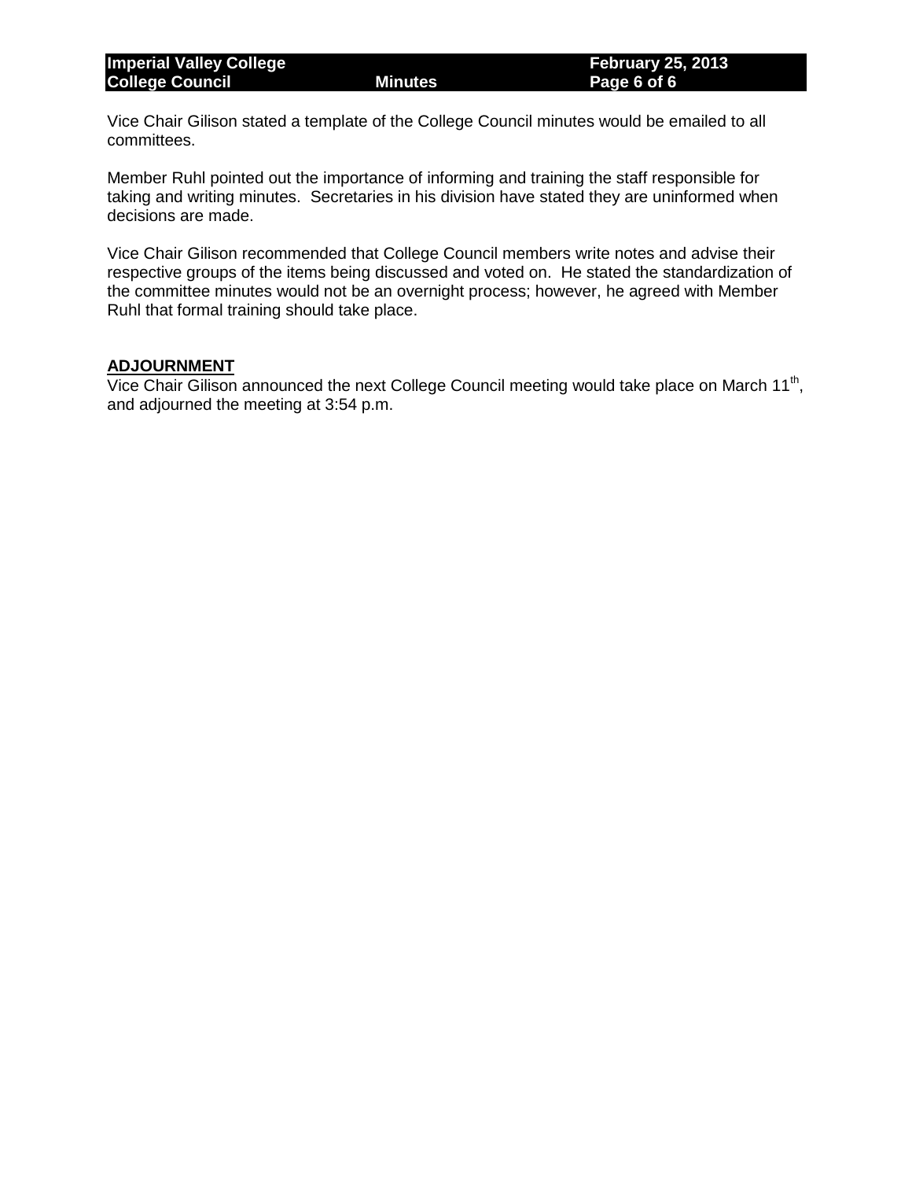Vice Chair Gilison stated a template of the College Council minutes would be emailed to all committees.

Member Ruhl pointed out the importance of informing and training the staff responsible for taking and writing minutes.  Secretaries in his division have stated they are uninformed when decisions are made.

Vice Chair Gilison recommended that College Council members write notes and advise their respective groups of the items being discussed and voted on.  He stated the standardization of the committee minutes would not be an overnight process; however, he agreed with Member Ruhl that formal training should take place.

## ADJOURNMENT

Vice Chair Gilison announced the next College Council meeting would take place on March 11th, and adjourned the meeting at 3:54 p.m.